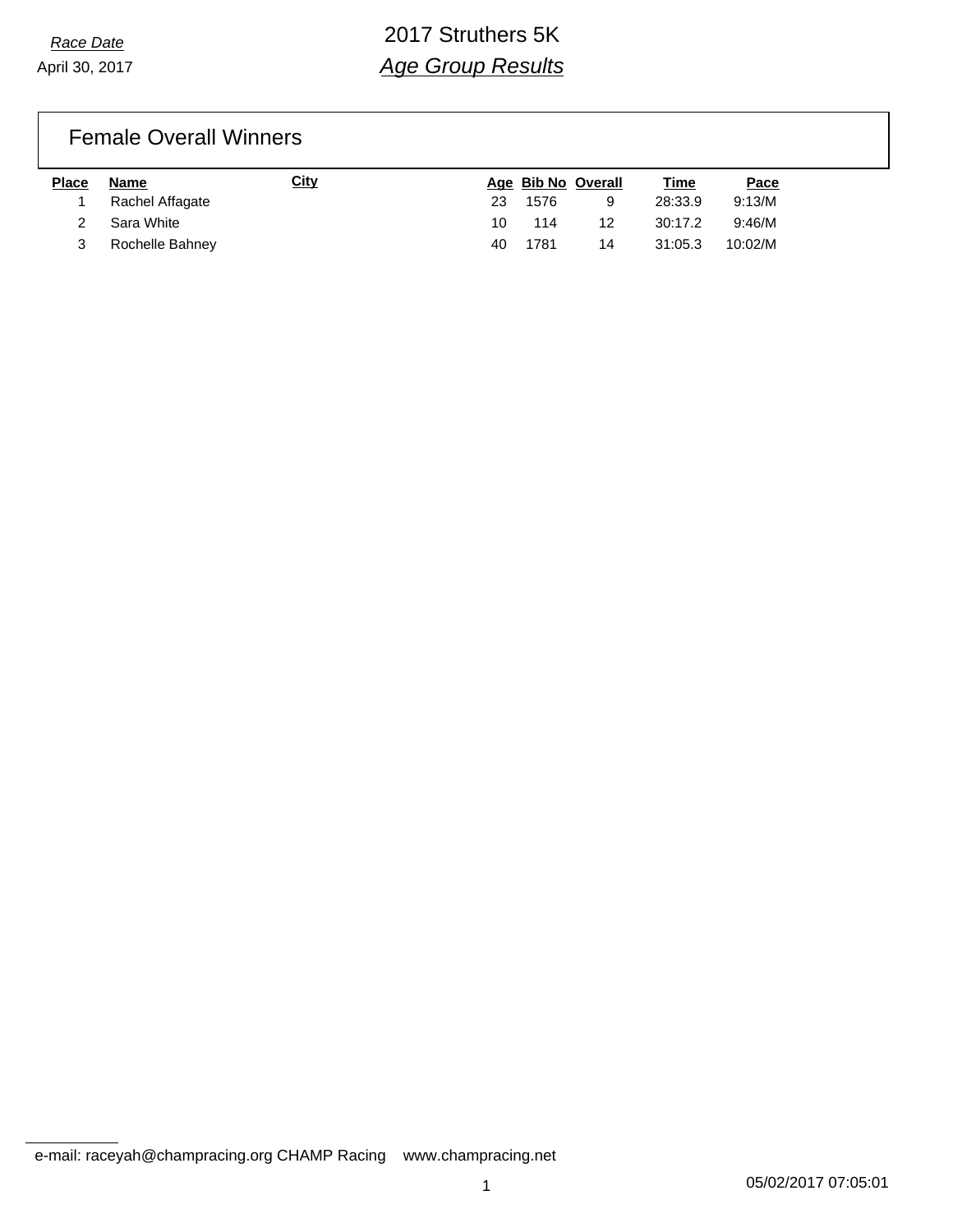*Race Date*

April 30, 2017

# 2017 Struthers 5K

## *Age Group Results*

### Female Overall Winners

| Place | Name | City | Age | Bib No | Overall | Time | Pace |
|---|---|---|---|---|---|---|---|
| 1 | Rachel Affagate | | 23 | 1576 | 9 | 28:33.9 | 9:13/M |
| 2 | Sara White | | 10 | 114 | 12 | 30:17.2 | 9:46/M |
| 3 | Rochelle Bahney | | 40 | 1781 | 14 | 31:05.3 | 10:02/M |

e-mail: raceyah@champracing.org CHAMP Racing www.champracing.net

05/02/2017 07:05:01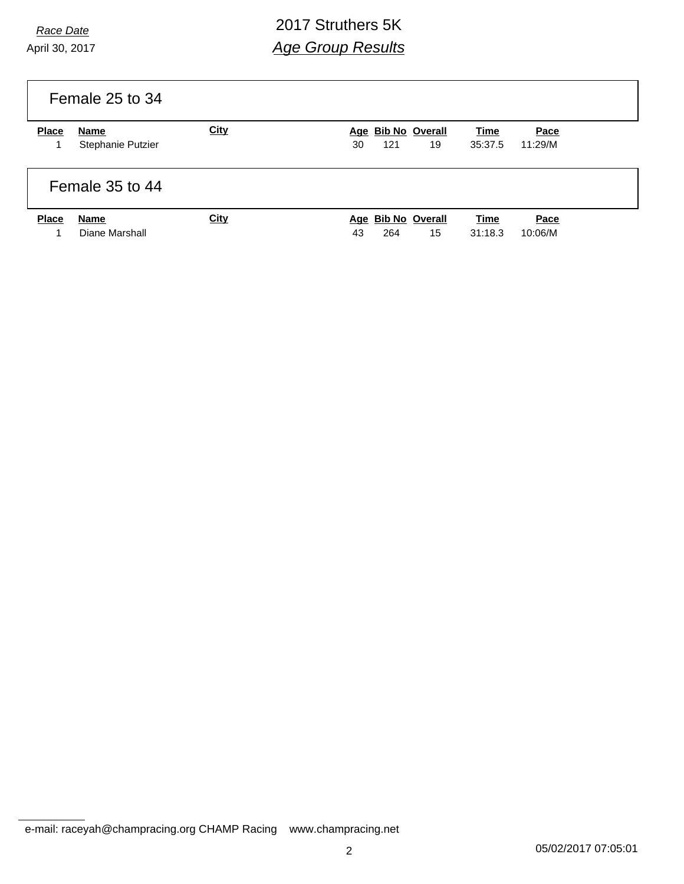## Female 25 to 34

| Place | Name | City | Age | Bib No | Overall | Time | Pace |
|---|---|---|---|---|---|---|---|
| 1 | Stephanie Putzier | | 30 | 121 | 19 | 35:37.5 | 11:29/M |

## Female 35 to 44

| Place | Name | City | Age | Bib No | Overall | Time | Pace |
|---|---|---|---|---|---|---|---|
| 1 | Diane Marshall | | 43 | 264 | 15 | 31:18.3 | 10:06/M |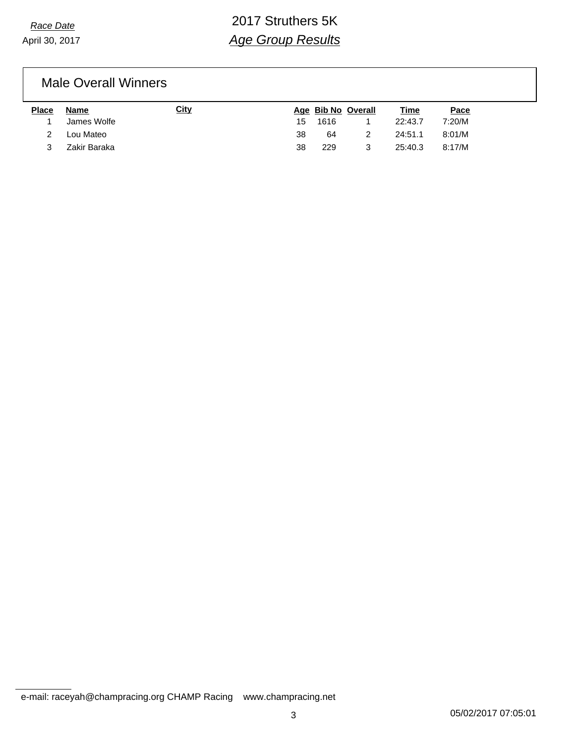*Race Date*

April 30, 2017

# 2017 Struthers 5K

## *Age Group Results*

### Male Overall Winners

| Place | Name | City | Age | Bib No | Overall | Time | Pace |
|---|---|---|---|---|---|---|---|
| 1 | James Wolfe | | 15 | 1616 | 1 | 22:43.7 | 7:20/M |
| 2 | Lou Mateo | | 38 | 64 | 2 | 24:51.1 | 8:01/M |
| 3 | Zakir Baraka | | 38 | 229 | 3 | 25:40.3 | 8:17/M |

e-mail: raceyah@champracing.org CHAMP Racing www.champracing.net

05/02/2017 07:05:01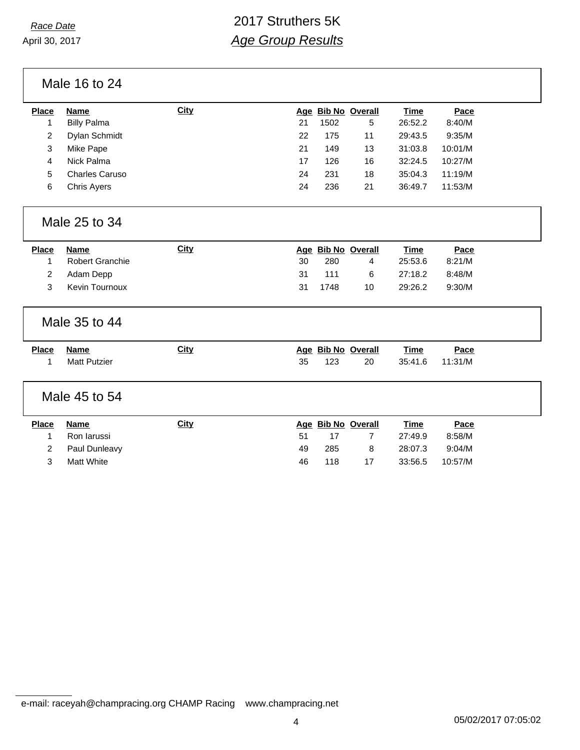*Race Date*

April 30, 2017

# 2017 Struthers 5K

## *Age Group Results*

### Male 16 to 24

| Place | Name | City | Age | Bib No | Overall | Time | Pace |
|---|---|---|---|---|---|---|---|
| 1 | Billy Palma | | 21 | 1502 | 5 | 26:52.2 | 8:40/M |
| 2 | Dylan Schmidt | | 22 | 175 | 11 | 29:43.5 | 9:35/M |
| 3 | Mike Pape | | 21 | 149 | 13 | 31:03.8 | 10:01/M |
| 4 | Nick Palma | | 17 | 126 | 16 | 32:24.5 | 10:27/M |
| 5 | Charles Caruso | | 24 | 231 | 18 | 35:04.3 | 11:19/M |
| 6 | Chris Ayers | | 24 | 236 | 21 | 36:49.7 | 11:53/M |

### Male 25 to 34

| Place | Name | City | Age | Bib No | Overall | Time | Pace |
|---|---|---|---|---|---|---|---|
| 1 | Robert Granchie | | 30 | 280 | 4 | 25:53.6 | 8:21/M |
| 2 | Adam Depp | | 31 | 111 | 6 | 27:18.2 | 8:48/M |
| 3 | Kevin Tournoux | | 31 | 1748 | 10 | 29:26.2 | 9:30/M |

### Male 35 to 44

| Place | Name | City | Age | Bib No | Overall | Time | Pace |
|---|---|---|---|---|---|---|---|
| 1 | Matt Putzier | | 35 | 123 | 20 | 35:41.6 | 11:31/M |

### Male 45 to 54

| Place | Name | City | Age | Bib No | Overall | Time | Pace |
|---|---|---|---|---|---|---|---|
| 1 | Ron Iarussi | | 51 | 17 | 7 | 27:49.9 | 8:58/M |
| 2 | Paul Dunleavy | | 49 | 285 | 8 | 28:07.3 | 9:04/M |
| 3 | Matt White | | 46 | 118 | 17 | 33:56.5 | 10:57/M |

e-mail: raceyah@champracing.org CHAMP Racing www.champracing.net

05/02/2017 07:05:02